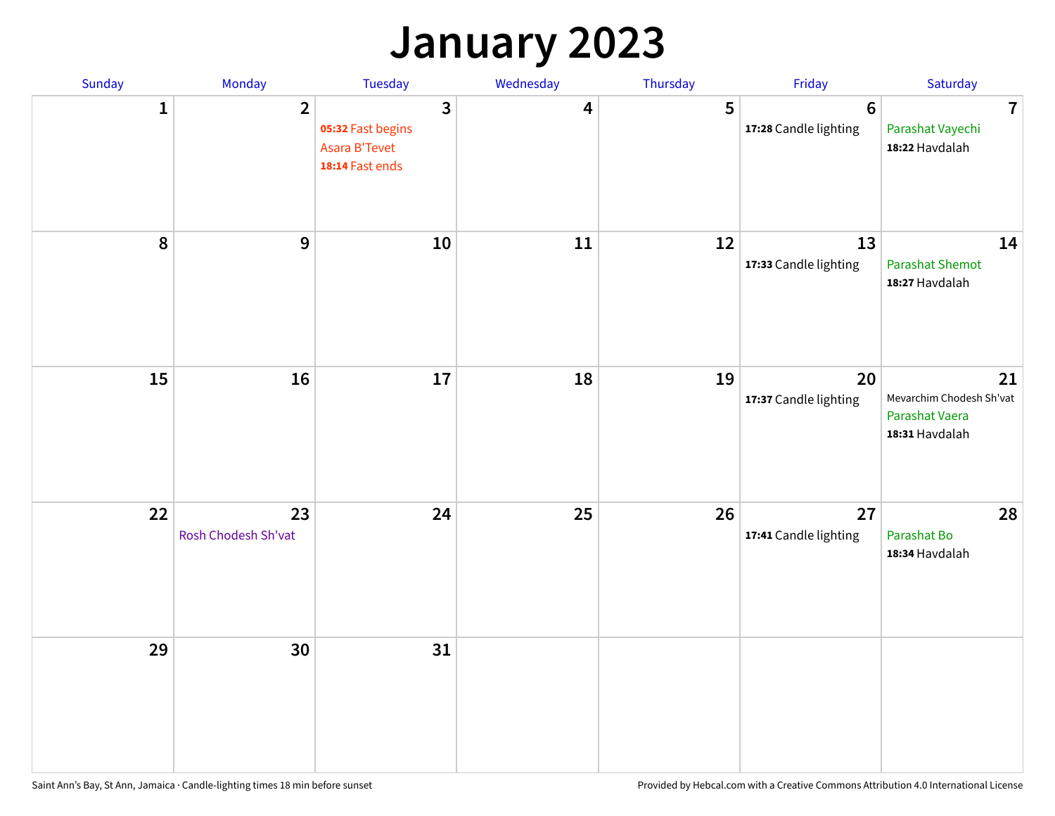# January 2023

| Sunday | Monday | Tuesday | Wednesday | Thursday | Friday | Saturday |
|---|---|---|---|---|---|---|
| 1 | 2 | 3<br>**05:32** Fast begins<br>Asara B'Tevet<br>**18:14** Fast ends | 4 | 5 | 6<br>**17:28** Candle lighting | 7<br>Parashat Vayechi<br>**18:22** Havdalah |
| 8 | 9 | 10 | 11 | 12 | 13<br>**17:33** Candle lighting | 14<br>Parashat Shemot<br>**18:27** Havdalah |
| 15 | 16 | 17 | 18 | 19 | 20<br>**17:37** Candle lighting | 21<br>Mevarchim Chodesh Sh'vat<br>Parashat Vaera<br>**18:31** Havdalah |
| 22 | 23<br>Rosh Chodesh Sh'vat | 24 | 25 | 26 | 27<br>**17:41** Candle lighting | 28<br>Parashat Bo<br>**18:34** Havdalah |
| 29 | 30 | 31 | | | | |

Saint Ann's Bay, St Ann, Jamaica · Candle-lighting times 18 min before sunset

Provided by Hebcal.com with a Creative Commons Attribution 4.0 International License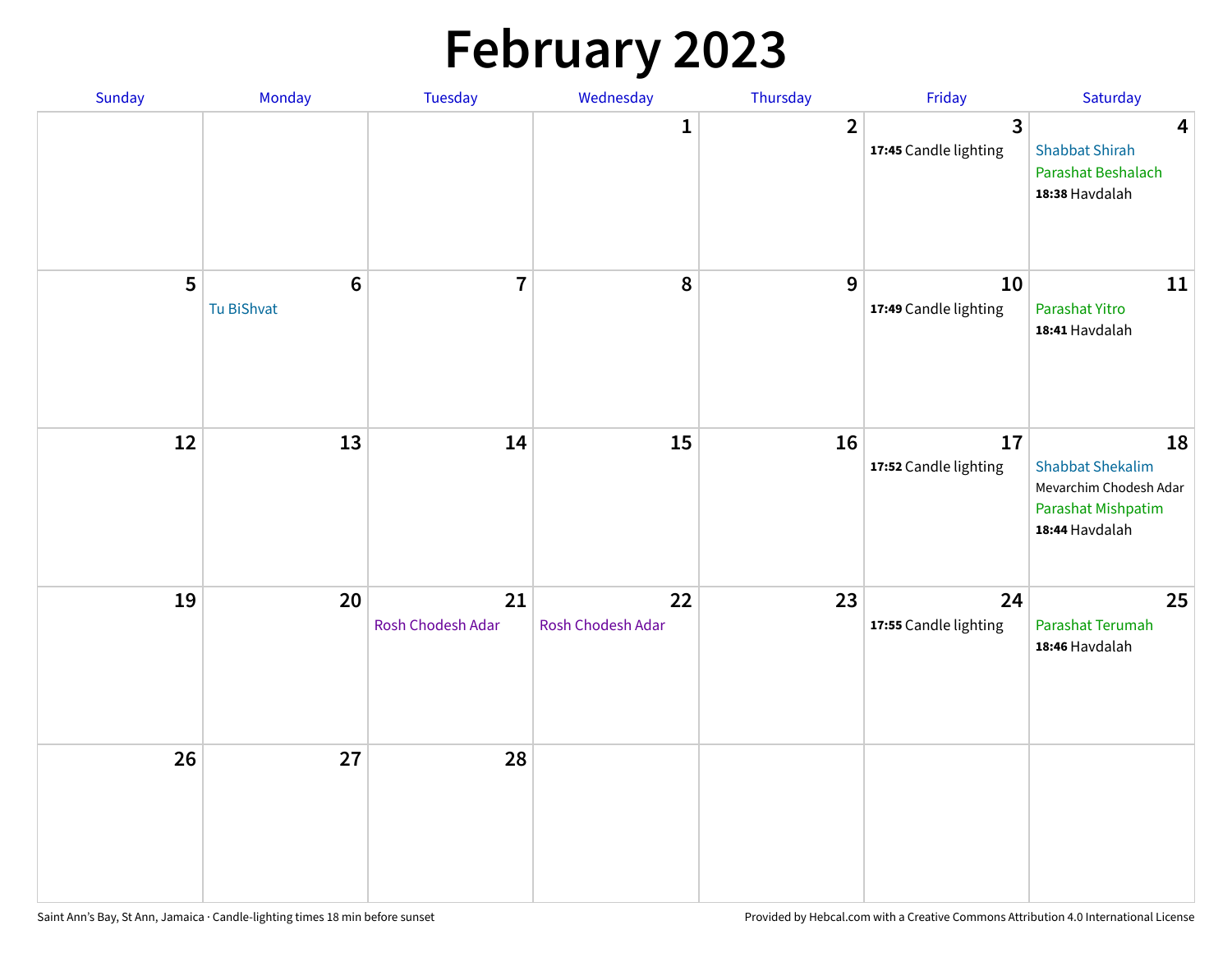# February 2023

| Sunday | Monday | Tuesday | Wednesday | Thursday | Friday | Saturday |
| --- | --- | --- | --- | --- | --- | --- |
| | | | 1 | 2 | 3<br>**17:45** Candle lighting | 4<br>Shabbat Shirah<br>Parashat Beshalach<br>**18:38** Havdalah |
| 5 | 6<br>Tu BiShvat | 7 | 8 | 9 | 10<br>**17:49** Candle lighting | 11<br>Parashat Yitro<br>**18:41** Havdalah |
| 12 | 13 | 14 | 15 | 16 | 17<br>**17:52** Candle lighting | 18<br>Shabbat Shekalim<br>Mevarchim Chodesh Adar<br>Parashat Mishpatim<br>**18:44** Havdalah |
| 19 | 20 | 21<br>Rosh Chodesh Adar | 22<br>Rosh Chodesh Adar | 23 | 24<br>**17:55** Candle lighting | 25<br>Parashat Terumah<br>**18:46** Havdalah |
| 26 | 27 | 28 | | | | |

Saint Ann’s Bay, St Ann, Jamaica · Candle-lighting times 18 min before sunset

Provided by Hebcal.com with a Creative Commons Attribution 4.0 International License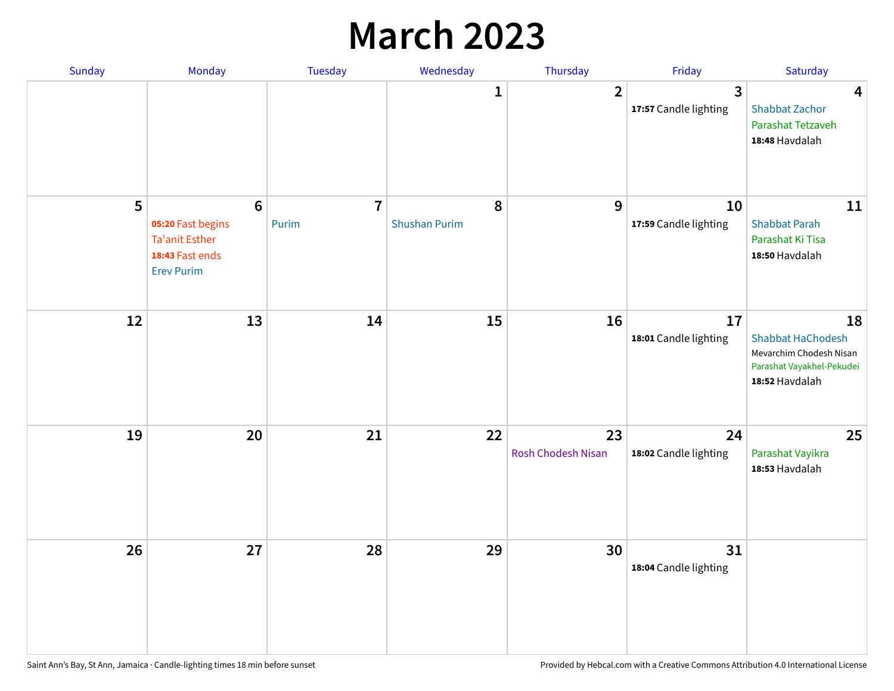# March 2023

| Sunday | Monday | Tuesday | Wednesday | Thursday | Friday | Saturday |
|---|---|---|---|---|---|---|
| | | | 1 | 2 | 3<br>**17:57** Candle lighting | 4<br>Shabbat Zachor<br>Parashat Tetzaveh<br>**18:48** Havdalah |
| 5 | 6<br>**05:20** Fast begins<br>Ta'anit Esther<br>**18:43** Fast ends<br>Erev Purim | 7<br>Purim | 8<br>Shushan Purim | 9 | 10<br>**17:59** Candle lighting | 11<br>Shabbat Parah<br>Parashat Ki Tisa<br>**18:50** Havdalah |
| 12 | 13 | 14 | 15 | 16 | 17<br>**18:01** Candle lighting | 18<br>Shabbat HaChodesh<br>Mevarchim Chodesh Nisan<br>Parashat Vayakhel-Pekudei<br>**18:52** Havdalah |
| 19 | 20 | 21 | 22 | 23<br>Rosh Chodesh Nisan | 24<br>**18:02** Candle lighting | 25<br>Parashat Vayikra<br>**18:53** Havdalah |
| 26 | 27 | 28 | 29 | 30 | 31<br>**18:04** Candle lighting | |

Saint Ann's Bay, St Ann, Jamaica · Candle-lighting times 18 min before sunset

Provided by Hebcal.com with a Creative Commons Attribution 4.0 International License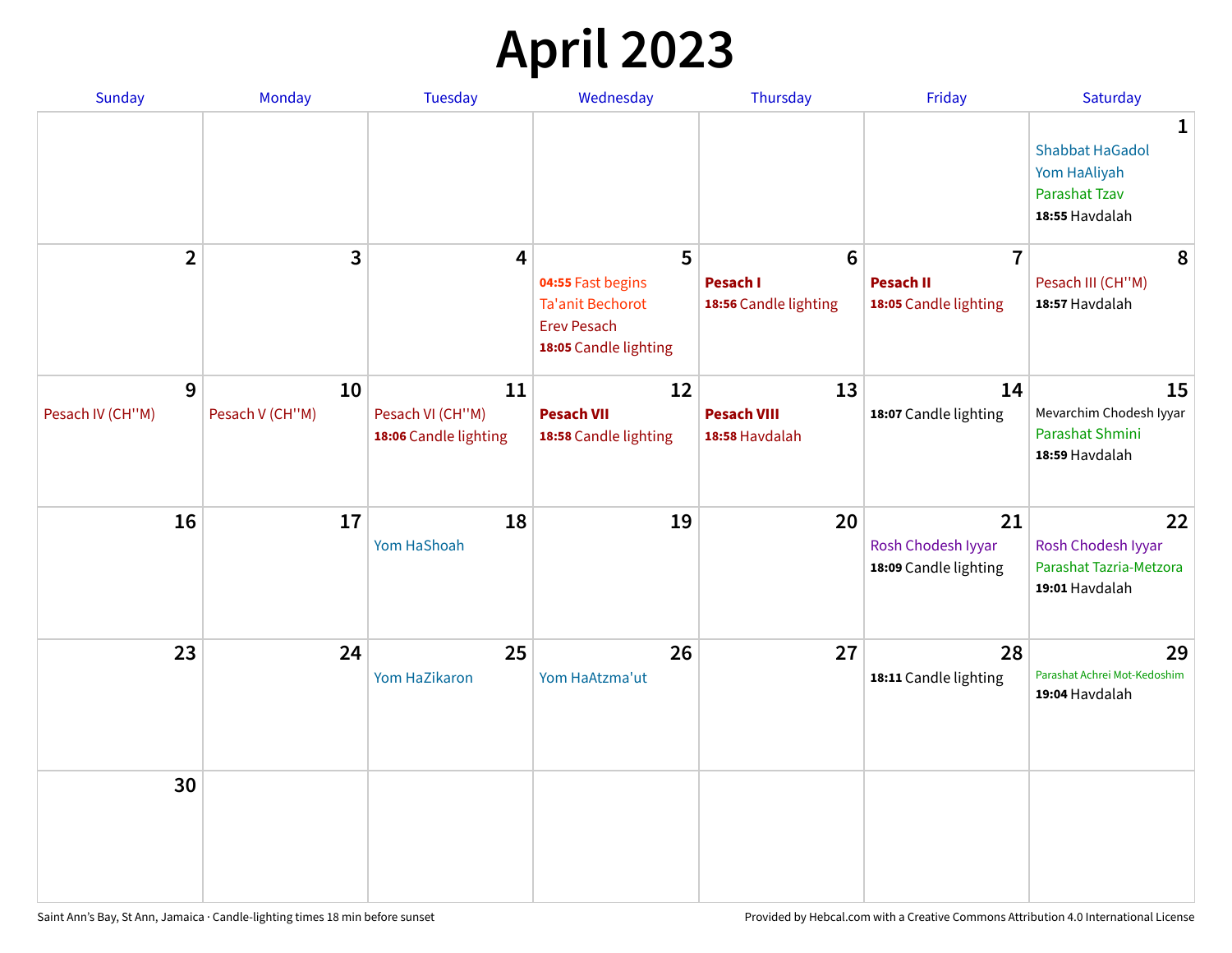# April 2023

| Sunday | Monday | Tuesday | Wednesday | Thursday | Friday | Saturday |
|---|---|---|---|---|---|---|
| | | | | | | **1**<br>Shabbat HaGadol<br>Yom HaAliyah<br>Parashat Tzav<br>**18:55** Havdalah |
| **2** | **3** | **4** | **5**<br>**04:55** Fast begins<br>Ta'anit Bechorot<br>Erev Pesach<br>**18:05** Candle lighting | **6**<br>**Pesach I**<br>**18:56** Candle lighting | **7**<br>**Pesach II**<br>**18:05** Candle lighting | **8**<br>Pesach III (CH''M)<br>**18:57** Havdalah |
| **9**<br>Pesach IV (CH''M) | **10**<br>Pesach V (CH''M) | **11**<br>Pesach VI (CH''M)<br>**18:06** Candle lighting | **12**<br>**Pesach VII**<br>**18:58** Candle lighting | **13**<br>**Pesach VIII**<br>**18:58** Havdalah | **14**<br>**18:07** Candle lighting | **15**<br>Mevarchim Chodesh Iyyar<br>Parashat Shmini<br>**18:59** Havdalah |
| **16** | **17** | **18**<br>Yom HaShoah | **19** | **20** | **21**<br>Rosh Chodesh Iyyar<br>**18:09** Candle lighting | **22**<br>Rosh Chodesh Iyyar<br>Parashat Tazria-Metzora<br>**19:01** Havdalah |
| **23** | **24** | **25**<br>Yom HaZikaron | **26**<br>Yom HaAtzma'ut | **27** | **28**<br>**18:11** Candle lighting | **29**<br>Parashat Achrei Mot-Kedoshim<br>**19:04** Havdalah |
| **30** | | | | | | |

Saint Ann's Bay, St Ann, Jamaica · Candle-lighting times 18 min before sunset

Provided by Hebcal.com with a Creative Commons Attribution 4.0 International License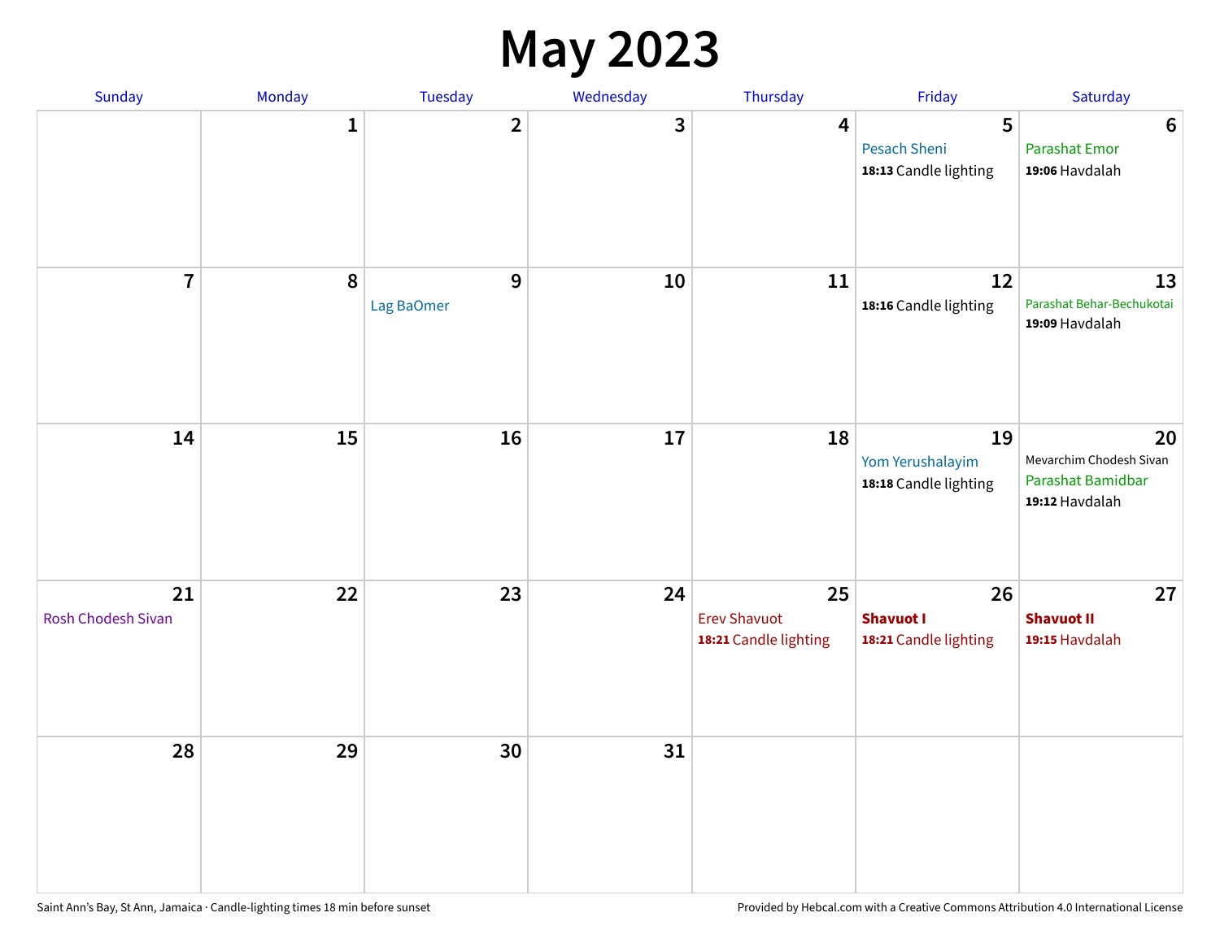# May 2023

| Sunday | Monday | Tuesday | Wednesday | Thursday | Friday | Saturday |
|---|---|---|---|---|---|---|
| | 1 | 2 | 3 | 4 | 5<br>Pesach Sheni<br>**18:13** Candle lighting | 6<br>Parashat Emor<br>**19:06** Havdalah |
| 7 | 8 | 9<br>Lag BaOmer | 10 | 11 | 12<br>**18:16** Candle lighting | 13<br>Parashat Behar-Bechukotai<br>**19:09** Havdalah |
| 14 | 15 | 16 | 17 | 18 | 19<br>Yom Yerushalayim<br>**18:18** Candle lighting | 20<br>Mevarchim Chodesh Sivan<br>Parashat Bamidbar<br>**19:12** Havdalah |
| 21<br>Rosh Chodesh Sivan | 22 | 23 | 24 | 25<br>Erev Shavuot<br>**18:21** Candle lighting | 26<br>**Shavuot I**<br>**18:21** Candle lighting | 27<br>**Shavuot II**<br>**19:15** Havdalah |
| 28 | 29 | 30 | 31 | | | |

Saint Ann's Bay, St Ann, Jamaica · Candle-lighting times 18 min before sunset

Provided by Hebcal.com with a Creative Commons Attribution 4.0 International License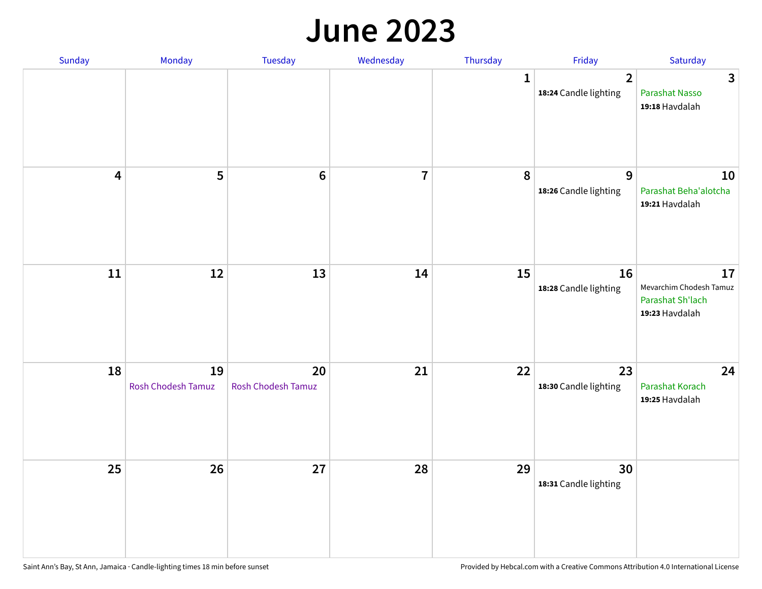# June 2023

| Sunday | Monday | Tuesday | Wednesday | Thursday | Friday | Saturday |
|---|---|---|---|---|---|---|
| | | | | 1 | 2<br>**18:24** Candle lighting | 3<br>Parashat Nasso<br>**19:18** Havdalah |
| 4 | 5 | 6 | 7 | 8 | 9<br>**18:26** Candle lighting | 10<br>Parashat Beha'alotcha<br>**19:21** Havdalah |
| 11 | 12 | 13 | 14 | 15 | 16<br>**18:28** Candle lighting | 17<br>Mevarchim Chodesh Tamuz<br>Parashat Sh'lach<br>**19:23** Havdalah |
| 18 | 19<br>Rosh Chodesh Tamuz | 20<br>Rosh Chodesh Tamuz | 21 | 22 | 23<br>**18:30** Candle lighting | 24<br>Parashat Korach<br>**19:25** Havdalah |
| 25 | 26 | 27 | 28 | 29 | 30<br>**18:31** Candle lighting | |

Saint Ann's Bay, St Ann, Jamaica · Candle-lighting times 18 min before sunset

Provided by Hebcal.com with a Creative Commons Attribution 4.0 International License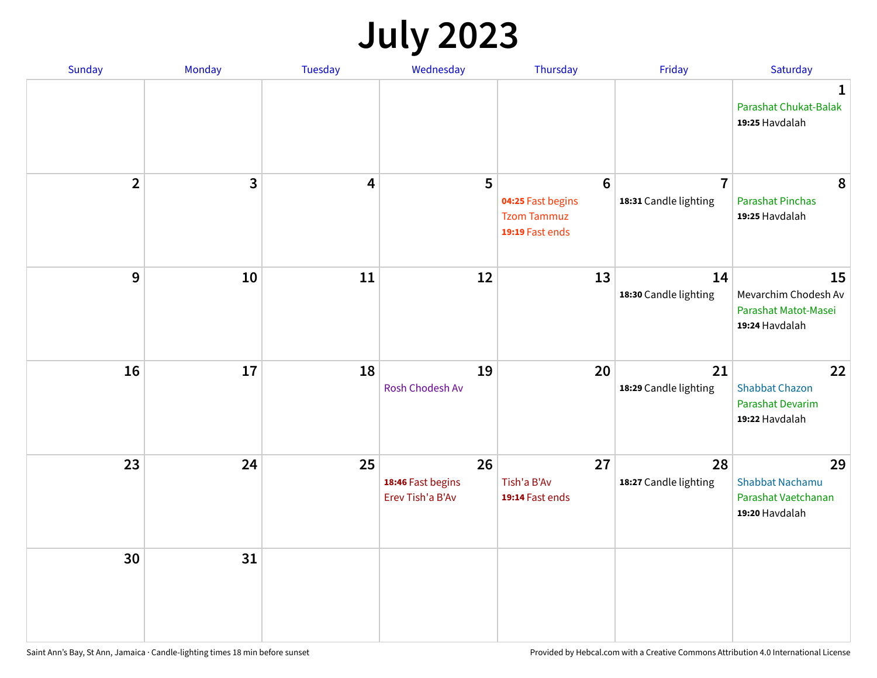# July 2023

| Sunday | Monday | Tuesday | Wednesday | Thursday | Friday | Saturday |
|---|---|---|---|---|---|---|
| | | | | | | **1**<br>Parashat Chukat-Balak<br>**19:25** Havdalah |
| **2** | **3** | **4** | **5** | **6**<br>**04:25** Fast begins<br>Tzom Tammuz<br>**19:19** Fast ends | **7**<br>**18:31** Candle lighting | **8**<br>Parashat Pinchas<br>**19:25** Havdalah |
| **9** | **10** | **11** | **12** | **13** | **14**<br>**18:30** Candle lighting | **15**<br>Mevarchim Chodesh Av<br>Parashat Matot-Masei<br>**19:24** Havdalah |
| **16** | **17** | **18** | **19**<br>Rosh Chodesh Av | **20** | **21**<br>**18:29** Candle lighting | **22**<br>Shabbat Chazon<br>Parashat Devarim<br>**19:22** Havdalah |
| **23** | **24** | **25** | **26**<br>**18:46** Fast begins<br>Erev Tish'a B'Av | **27**<br>Tish'a B'Av<br>**19:14** Fast ends | **28**<br>**18:27** Candle lighting | **29**<br>Shabbat Nachamu<br>Parashat Vaetchanan<br>**19:20** Havdalah |
| **30** | **31** | | | | | |

Saint Ann's Bay, St Ann, Jamaica · Candle-lighting times 18 min before sunset

Provided by Hebcal.com with a Creative Commons Attribution 4.0 International License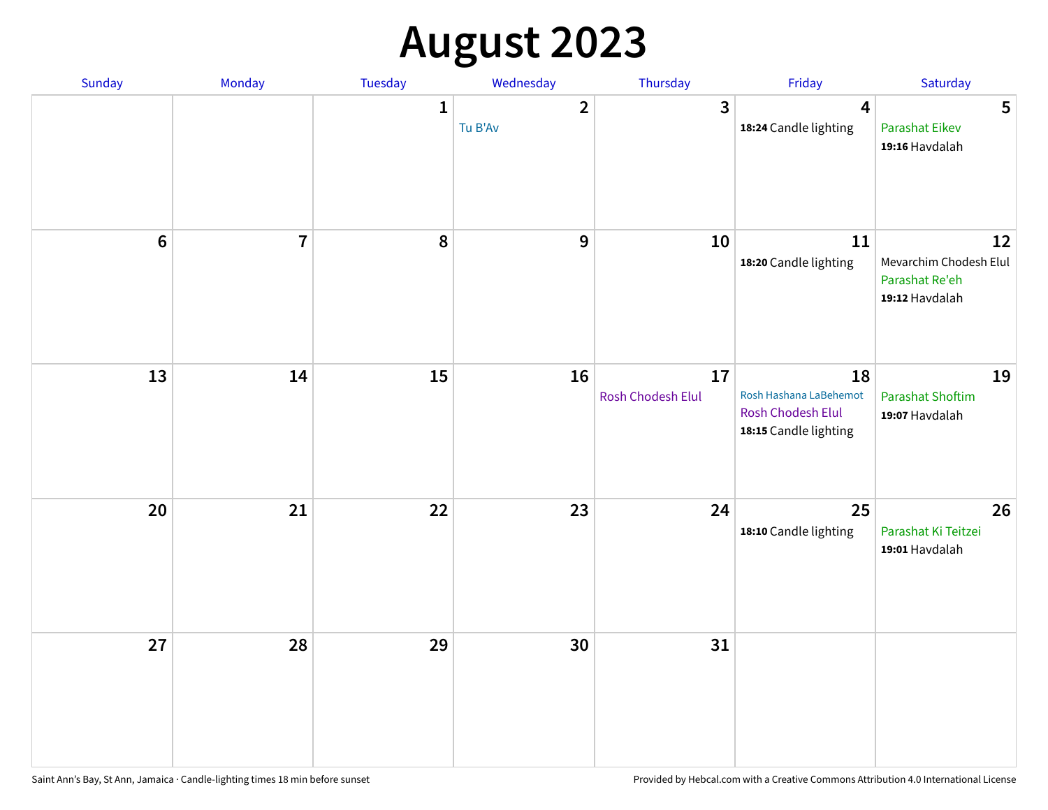# August 2023

| Sunday | Monday | Tuesday | Wednesday | Thursday | Friday | Saturday |
|---|---|---|---|---|---|---|
| | | 1 | 2<br>Tu B'Av | 3 | 4<br>**18:24** Candle lighting | 5<br>Parashat Eikev<br>**19:16** Havdalah |
| 6 | 7 | 8 | 9 | 10 | 11<br>**18:20** Candle lighting | 12<br>Mevarchim Chodesh Elul<br>Parashat Re'eh<br>**19:12** Havdalah |
| 13 | 14 | 15 | 16 | 17<br>Rosh Chodesh Elul | 18<br>Rosh Hashana LaBehemot<br>Rosh Chodesh Elul<br>**18:15** Candle lighting | 19<br>Parashat Shoftim<br>**19:07** Havdalah |
| 20 | 21 | 22 | 23 | 24 | 25<br>**18:10** Candle lighting | 26<br>Parashat Ki Teitzei<br>**19:01** Havdalah |
| 27 | 28 | 29 | 30 | 31 | | |

Saint Ann's Bay, St Ann, Jamaica · Candle-lighting times 18 min before sunset

Provided by Hebcal.com with a Creative Commons Attribution 4.0 International License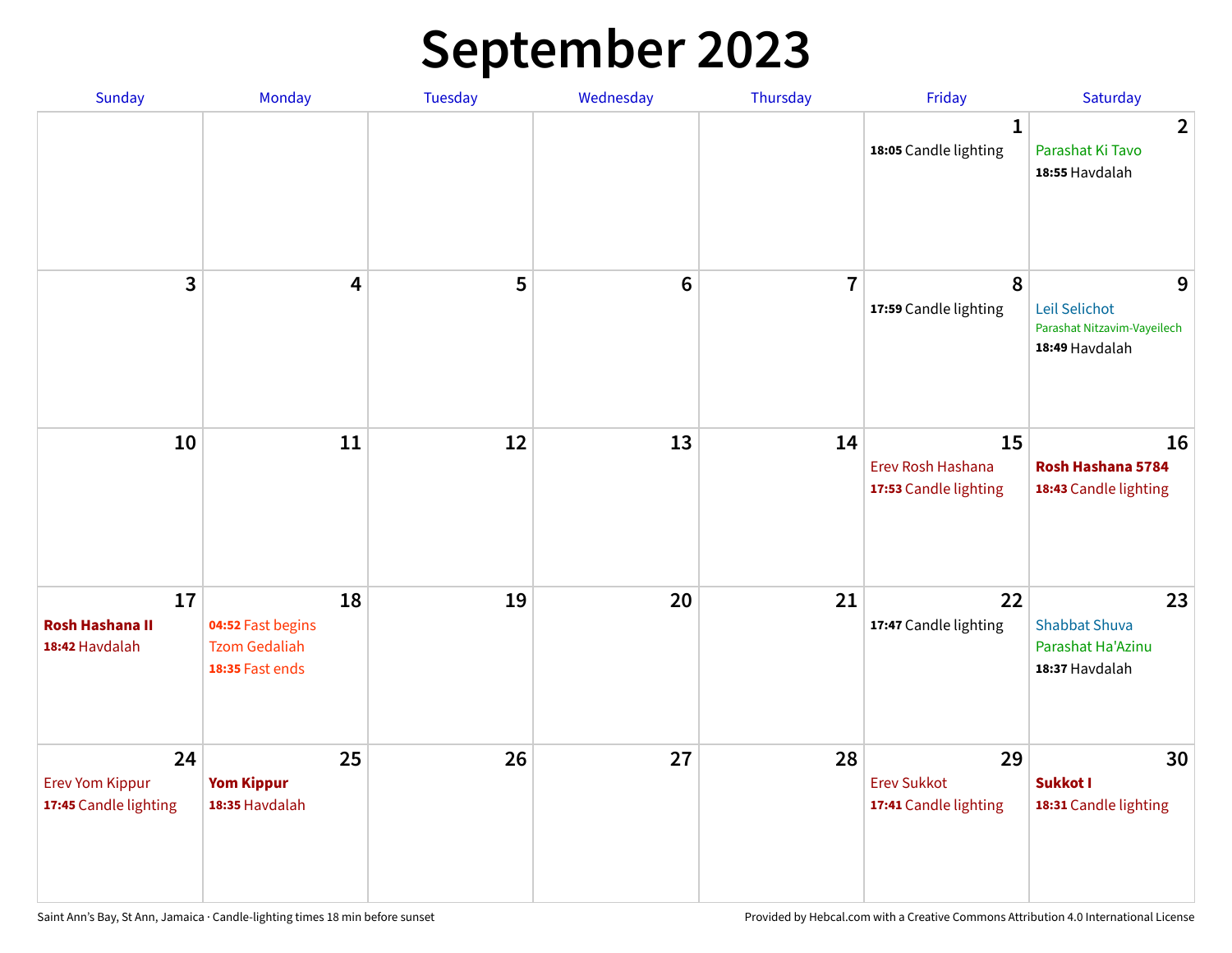# September 2023

| Sunday | Monday | Tuesday | Wednesday | Thursday | Friday | Saturday |
|---|---|---|---|---|---|---|
| | | | | | 1<br>**18:05** Candle lighting | 2<br>Parashat Ki Tavo<br>**18:55** Havdalah |
| 3 | 4 | 5 | 6 | 7 | 8<br>**17:59** Candle lighting | 9<br>Leil Selichot<br>Parashat Nitzavim-Vayeilech<br>**18:49** Havdalah |
| 10 | 11 | 12 | 13 | 14 | 15<br>Erev Rosh Hashana<br>**17:53** Candle lighting | 16<br>**Rosh Hashana 5784**<br>**18:43** Candle lighting |
| 17<br>**Rosh Hashana II**<br>**18:42** Havdalah | 18<br>**04:52** Fast begins<br>Tzom Gedaliah<br>**18:35** Fast ends | 19 | 20 | 21 | 22<br>**17:47** Candle lighting | 23<br>Shabbat Shuva<br>Parashat Ha'Azinu<br>**18:37** Havdalah |
| 24<br>Erev Yom Kippur<br>**17:45** Candle lighting | 25<br>**Yom Kippur**<br>**18:35** Havdalah | 26 | 27 | 28 | 29<br>Erev Sukkot<br>**17:41** Candle lighting | 30<br>**Sukkot I**<br>**18:31** Candle lighting |

Saint Ann's Bay, St Ann, Jamaica · Candle-lighting times 18 min before sunset

Provided by Hebcal.com with a Creative Commons Attribution 4.0 International License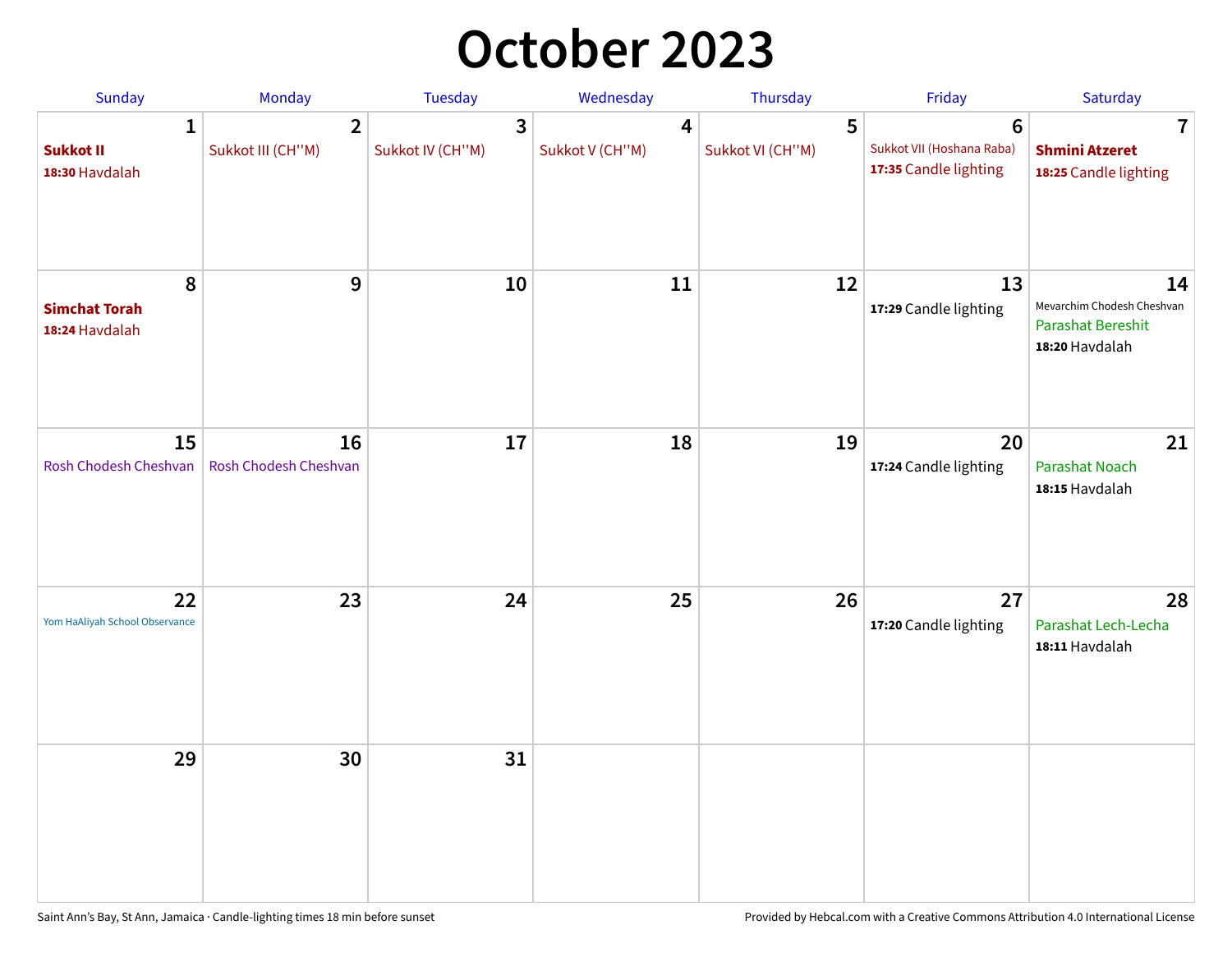# October 2023

| Sunday | Monday | Tuesday | Wednesday | Thursday | Friday | Saturday |
|---|---|---|---|---|---|---|
| **1** **Sukkot II** **18:30** Havdalah | **2** Sukkot III (CH''M) | **3** Sukkot IV (CH''M) | **4** Sukkot V (CH''M) | **5** Sukkot VI (CH''M) | **6** Sukkot VII (Hoshana Raba) **17:35** Candle lighting | **7** **Shmini Atzeret** **18:25** Candle lighting |
| **8** **Simchat Torah** **18:24** Havdalah | **9** | **10** | **11** | **12** | **13** **17:29** Candle lighting | **14** Mevarchim Chodesh Cheshvan Parashat Bereshit **18:20** Havdalah |
| **15** Rosh Chodesh Cheshvan | **16** Rosh Chodesh Cheshvan | **17** | **18** | **19** | **20** **17:24** Candle lighting | **21** Parashat Noach **18:15** Havdalah |
| **22** Yom HaAliyah School Observance | **23** | **24** | **25** | **26** | **27** **17:20** Candle lighting | **28** Parashat Lech-Lecha **18:11** Havdalah |
| **29** | **30** | **31** | | | | |

Saint Ann’s Bay, St Ann, Jamaica · Candle-lighting times 18 min before sunset

Provided by Hebcal.com with a Creative Commons Attribution 4.0 International License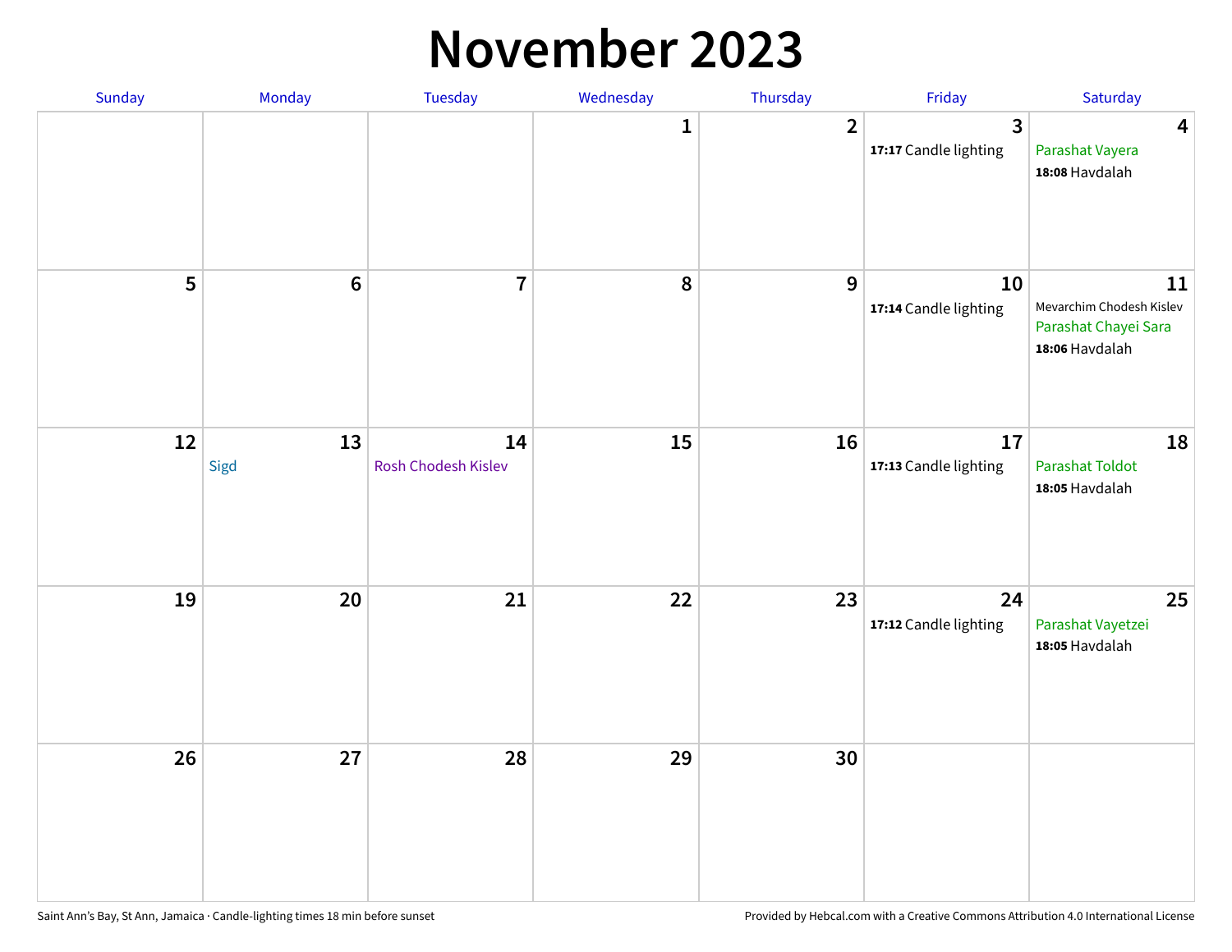# November 2023

| Sunday | Monday | Tuesday | Wednesday | Thursday | Friday | Saturday |
| --- | --- | --- | --- | --- | --- | --- |
| | | | 1 | 2 | 3<br>**17:17** Candle lighting | 4<br>Parashat Vayera<br>**18:08** Havdalah |
| 5 | 6 | 7 | 8 | 9 | 10<br>**17:14** Candle lighting | 11<br>Mevarchim Chodesh Kislev<br>Parashat Chayei Sara<br>**18:06** Havdalah |
| 12 | 13<br>Sigd | 14<br>Rosh Chodesh Kislev | 15 | 16 | 17<br>**17:13** Candle lighting | 18<br>Parashat Toldot<br>**18:05** Havdalah |
| 19 | 20 | 21 | 22 | 23 | 24<br>**17:12** Candle lighting | 25<br>Parashat Vayetzei<br>**18:05** Havdalah |
| 26 | 27 | 28 | 29 | 30 | | |

Saint Ann's Bay, St Ann, Jamaica · Candle-lighting times 18 min before sunset

Provided by Hebcal.com with a Creative Commons Attribution 4.0 International License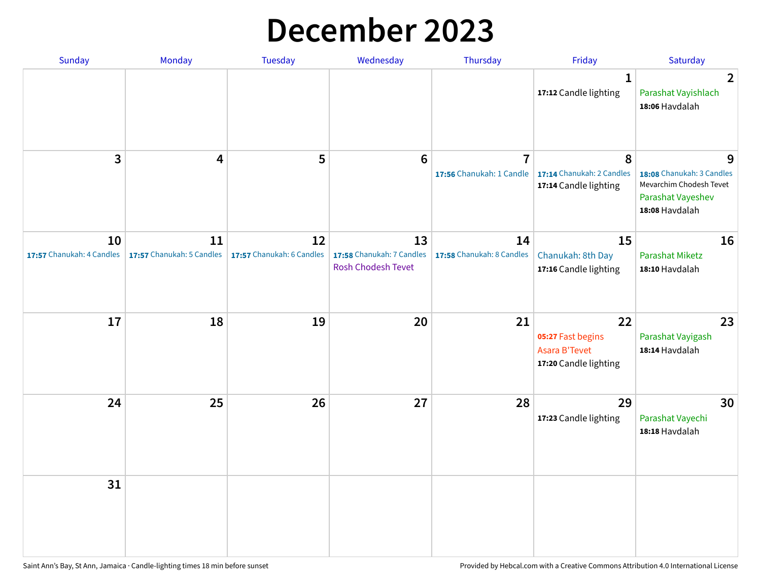# December 2023

| Sunday | Monday | Tuesday | Wednesday | Thursday | Friday | Saturday |
|---|---|---|---|---|---|---|
| | | | | | 1<br>**17:12** Candle lighting | 2<br>Parashat Vayishlach<br>**18:06** Havdalah |
| 3 | 4 | 5 | 6 | 7<br>**17:56** Chanukah: 1 Candle | 8<br>**17:14** Chanukah: 2 Candles<br>**17:14** Candle lighting | 9<br>**18:08** Chanukah: 3 Candles<br>Mevarchim Chodesh Tevet<br>Parashat Vayeshev<br>**18:08** Havdalah |
| 10<br>**17:57** Chanukah: 4 Candles | 11<br>**17:57** Chanukah: 5 Candles | 12<br>**17:57** Chanukah: 6 Candles | 13<br>**17:58** Chanukah: 7 Candles<br>Rosh Chodesh Tevet | 14<br>**17:58** Chanukah: 8 Candles | 15<br>Chanukah: 8th Day<br>**17:16** Candle lighting | 16<br>Parashat Miketz<br>**18:10** Havdalah |
| 17 | 18 | 19 | 20 | 21 | 22<br>**05:27** Fast begins<br>Asara B'Tevet<br>**17:20** Candle lighting | 23<br>Parashat Vayigash<br>**18:14** Havdalah |
| 24 | 25 | 26 | 27 | 28 | 29<br>**17:23** Candle lighting | 30<br>Parashat Vayechi<br>**18:18** Havdalah |
| 31 | | | | | | |

Saint Ann's Bay, St Ann, Jamaica · Candle-lighting times 18 min before sunset

Provided by Hebcal.com with a Creative Commons Attribution 4.0 International License